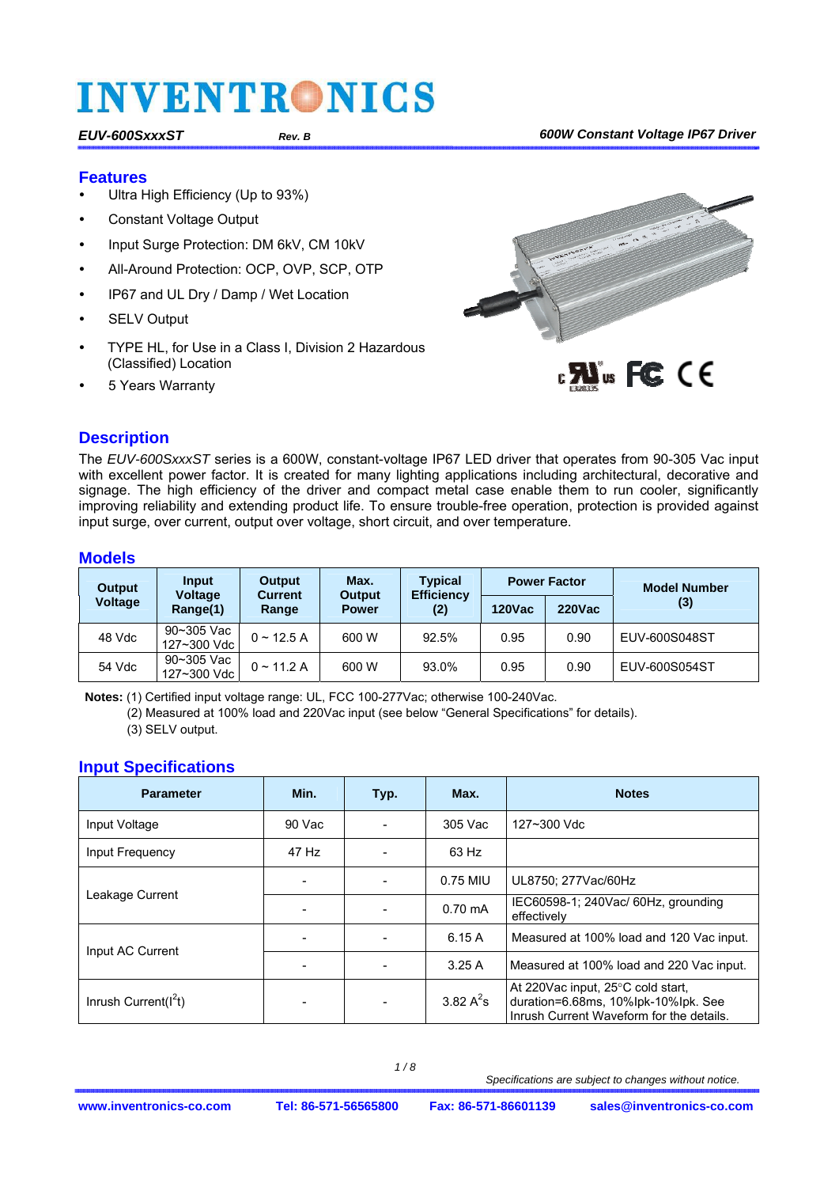# INVENTRONICS

*EUV-600SxxxST* *Rev. B* *600W Constant Voltage IP67 Driver*

## Features

- Ultra High Efficiency (Up to 93%)
- Constant Voltage Output
- Input Surge Protection: DM 6kV, CM 10kV
- All-Around Protection: OCP, OVP, SCP, OTP
- IP67 and UL Dry / Damp / Wet Location
- SELV Output
- TYPE HL, for Use in a Class I, Division 2 Hazardous (Classified) Location
- 5 Years Warranty

## Description

The *EUV-600SxxxST* series is a 600W, constant-voltage IP67 LED driver that operates from 90-305 Vac input with excellent power factor. It is created for many lighting applications including architectural, decorative and signage. The high efficiency of the driver and compact metal case enable them to run cooler, significantly improving reliability and extending product life. To ensure trouble-free operation, protection is provided against input surge, over current, output over voltage, short circuit, and over temperature.

## Models

| Output Voltage | Input Voltage Range(1) | Output Current Range | Max. Output Power | Typical Efficiency (2) | Power Factor | | Model Number (3) |
|---|---|---|---|---|---|---|---|
| | | | | | 120Vac | 220Vac | |
| 48 Vdc | 90~305 Vac 127~300 Vdc | 0 ~ 12.5 A | 600 W | 92.5% | 0.95 | 0.90 | EUV-600S048ST |
| 54 Vdc | 90~305 Vac 127~300 Vdc | 0 ~ 11.2 A | 600 W | 93.0% | 0.95 | 0.90 | EUV-600S054ST |

**Notes:** (1) Certified input voltage range: UL, FCC 100-277Vac; otherwise 100-240Vac.
(2) Measured at 100% load and 220Vac input (see below "General Specifications" for details).
(3) SELV output.

## Input Specifications

| Parameter | Min. | Typ. | Max. | Notes |
|---|---|---|---|---|
| Input Voltage | 90 Vac | - | 305 Vac | 127~300 Vdc |
| Input Frequency | 47 Hz | - | 63 Hz | |
| Leakage Current | - | - | 0.75 MIU | UL8750; 277Vac/60Hz |
| | - | - | 0.70 mA | IEC60598-1; 240Vac/ 60Hz, grounding effectively |
| Input AC Current | - | - | 6.15 A | Measured at 100% load and 120 Vac input. |
| | - | - | 3.25 A | Measured at 100% load and 220 Vac input. |
| Inrush Current($I^2t$) | - | - | 3.82 $A^2s$ | At 220Vac input, 25°C cold start, duration=6.68ms, 10%Ipk-10%Ipk. See Inrush Current Waveform for the details. |

*Specifications are subject to changes without notice.*

www.inventronics-co.com Tel: 86-571-56565800 Fax: 86-571-86601139 sales@inventronics-co.com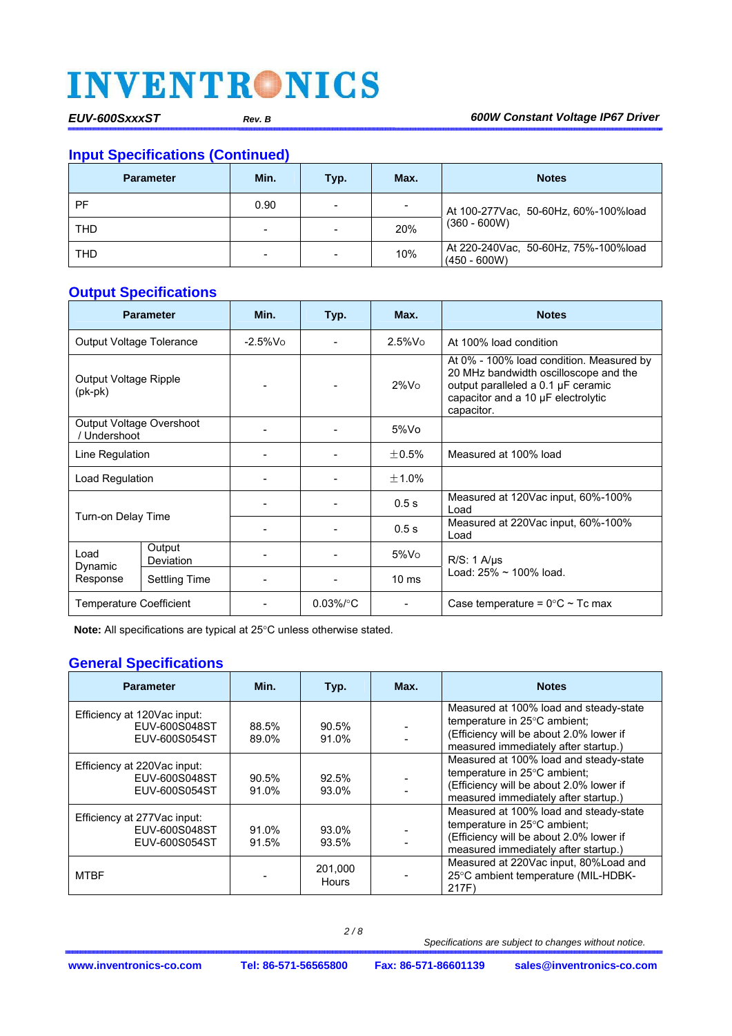## Input Specifications (Continued)

| Parameter | Min. | Typ. | Max. | Notes |
|---|---|---|---|---|
| PF | 0.90 | - | - | At 100-277Vac, 50-60Hz, 60%-100%load (360 - 600W) |
| THD | - | - | 20% | |
| THD | - | - | 10% | At 220-240Vac, 50-60Hz, 75%-100%load (450 - 600W) |

## Output Specifications

| Parameter | | Min. | Typ. | Max. | Notes |
|---|---|---|---|---|---|
| Output Voltage Tolerance | | -2.5%Vo | - | 2.5%Vo | At 100% load condition |
| Output Voltage Ripple (pk-pk) | | - | - | 2%Vo | At 0% - 100% load condition. Measured by 20 MHz bandwidth oscilloscope and the output paralleled a 0.1 µF ceramic capacitor and a 10 µF electrolytic capacitor. |
| Output Voltage Overshoot / Undershoot | | - | - | 5%Vo | |
| Line Regulation | | - | - | ±0.5% | Measured at 100% load |
| Load Regulation | | - | - | ±1.0% | |
| Turn-on Delay Time | | - | - | 0.5 s | Measured at 120Vac input, 60%-100% Load |
| | | - | - | 0.5 s | Measured at 220Vac input, 60%-100% Load |
| Load Dynamic Response | Output Deviation | - | - | 5%Vo | R/S: 1 A/µs Load: 25% ~ 100% load. |
| | Settling Time | - | - | 10 ms | |
| Temperature Coefficient | | - | 0.03%/°C | - | Case temperature = 0°C ~ Tc max |

**Note:** All specifications are typical at 25°C unless otherwise stated.

## General Specifications

| Parameter | Min. | Typ. | Max. | Notes |
|---|---|---|---|---|
| Efficiency at 120Vac input: EUV-600S048ST EUV-600S054ST | 88.5% 89.0% | 90.5% 91.0% | - - | Measured at 100% load and steady-state temperature in 25°C ambient; (Efficiency will be about 2.0% lower if measured immediately after startup.) |
| Efficiency at 220Vac input: EUV-600S048ST EUV-600S054ST | 90.5% 91.0% | 92.5% 93.0% | - - | Measured at 100% load and steady-state temperature in 25°C ambient; (Efficiency will be about 2.0% lower if measured immediately after startup.) |
| Efficiency at 277Vac input: EUV-600S048ST EUV-600S054ST | 91.0% 91.5% | 93.0% 93.5% | - - | Measured at 100% load and steady-state temperature in 25°C ambient; (Efficiency will be about 2.0% lower if measured immediately after startup.) |
| MTBF | - | 201,000 Hours | - | Measured at 220Vac input, 80%Load and 25°C ambient temperature (MIL-HDBK-217F) |

*Specifications are subject to changes without notice.*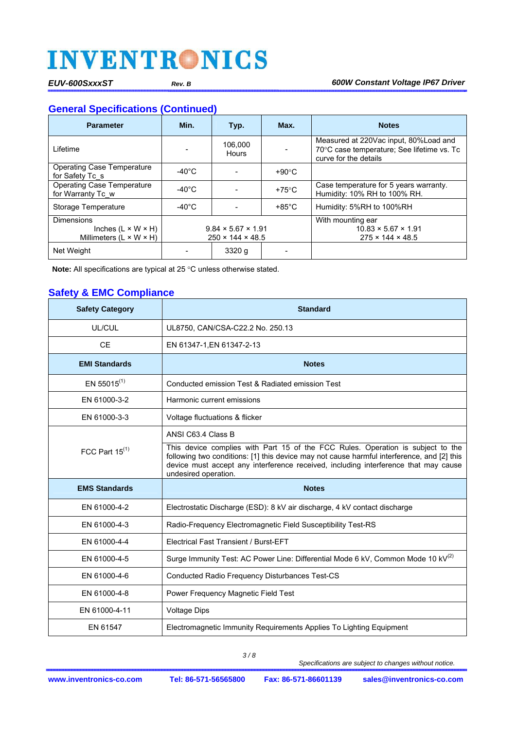## General Specifications (Continued)

| Parameter | Min. | Typ. | Max. | Notes |
|---|---|---|---|---|
| Lifetime | - | 106,000 Hours | - | Measured at 220Vac input, 80%Load and 70°C case temperature; See lifetime vs. Tc curve for the details |
| Operating Case Temperature for Safety Tc_s | -40°C | - | +90°C | |
| Operating Case Temperature for Warranty Tc_w | -40°C | - | +75°C | Case temperature for 5 years warranty. Humidity: 10% RH to 100% RH. |
| Storage Temperature | -40°C | - | +85°C | Humidity: 5%RH to 100%RH |
| Dimensions<br>Inches (L × W × H)<br>Millimeters (L × W × H) | 9.84 × 5.67 × 1.91<br>250 × 144 × 48.5 | | | With mounting ear<br>10.83 × 5.67 × 1.91<br>275 × 144 × 48.5 |
| Net Weight | - | 3320 g | - | |

**Note:** All specifications are typical at 25 °C unless otherwise stated.

## Safety & EMC Compliance

| Safety Category | Standard |
|---|---|
| UL/CUL | UL8750, CAN/CSA-C22.2 No. 250.13 |
| CE | EN 61347-1,EN 61347-2-13 |
| **EMI Standards** | **Notes** |
| EN 55015(1) | Conducted emission Test & Radiated emission Test |
| EN 61000-3-2 | Harmonic current emissions |
| EN 61000-3-3 | Voltage fluctuations & flicker |
| FCC Part 15(1) | ANSI C63.4 Class B<br>This device complies with Part 15 of the FCC Rules. Operation is subject to the following two conditions: [1] this device may not cause harmful interference, and [2] this device must accept any interference received, including interference that may cause undesired operation. |
| **EMS Standards** | **Notes** |
| EN 61000-4-2 | Electrostatic Discharge (ESD): 8 kV air discharge, 4 kV contact discharge |
| EN 61000-4-3 | Radio-Frequency Electromagnetic Field Susceptibility Test-RS |
| EN 61000-4-4 | Electrical Fast Transient / Burst-EFT |
| EN 61000-4-5 | Surge Immunity Test: AC Power Line: Differential Mode 6 kV, Common Mode 10 kV(2) |
| EN 61000-4-6 | Conducted Radio Frequency Disturbances Test-CS |
| EN 61000-4-8 | Power Frequency Magnetic Field Test |
| EN 61000-4-11 | Voltage Dips |
| EN 61547 | Electromagnetic Immunity Requirements Applies To Lighting Equipment |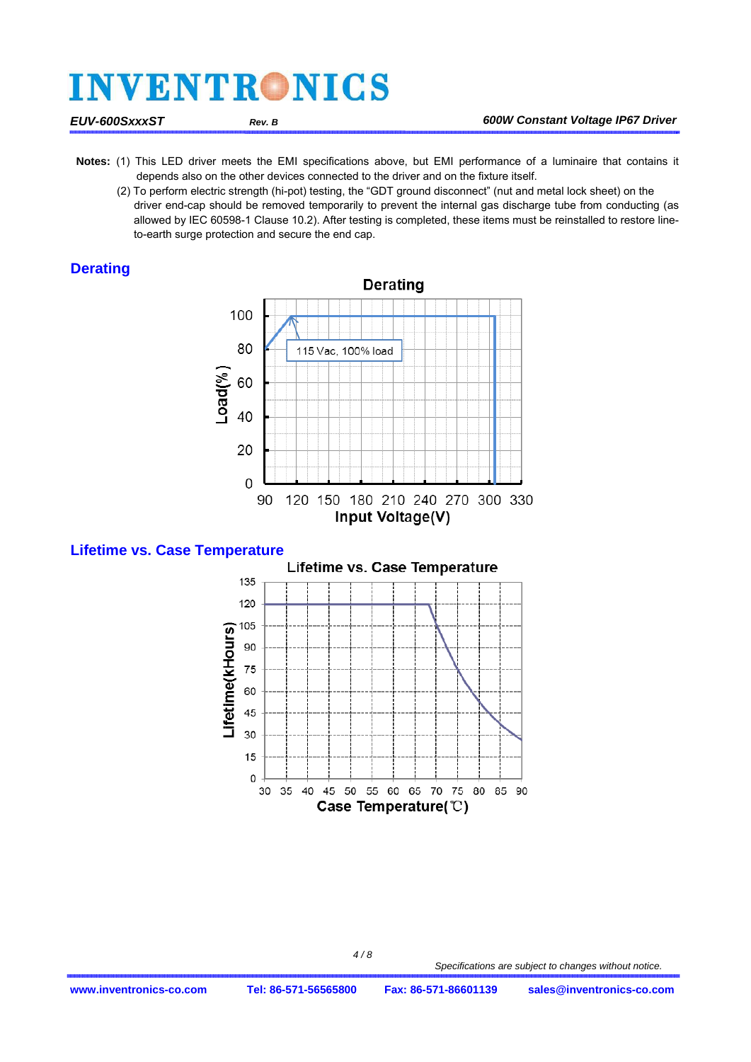**Notes:** (1) This LED driver meets the EMI specifications above, but EMI performance of a luminaire that contains it depends also on the other devices connected to the driver and on the fixture itself.

(2) To perform electric strength (hi-pot) testing, the "GDT ground disconnect" (nut and metal lock sheet) on the driver end-cap should be removed temporarily to prevent the internal gas discharge tube from conducting (as allowed by IEC 60598-1 Clause 10.2). After testing is completed, these items must be reinstalled to restore line-to-earth surge protection and secure the end cap.

## Derating

## Lifetime vs. Case Temperature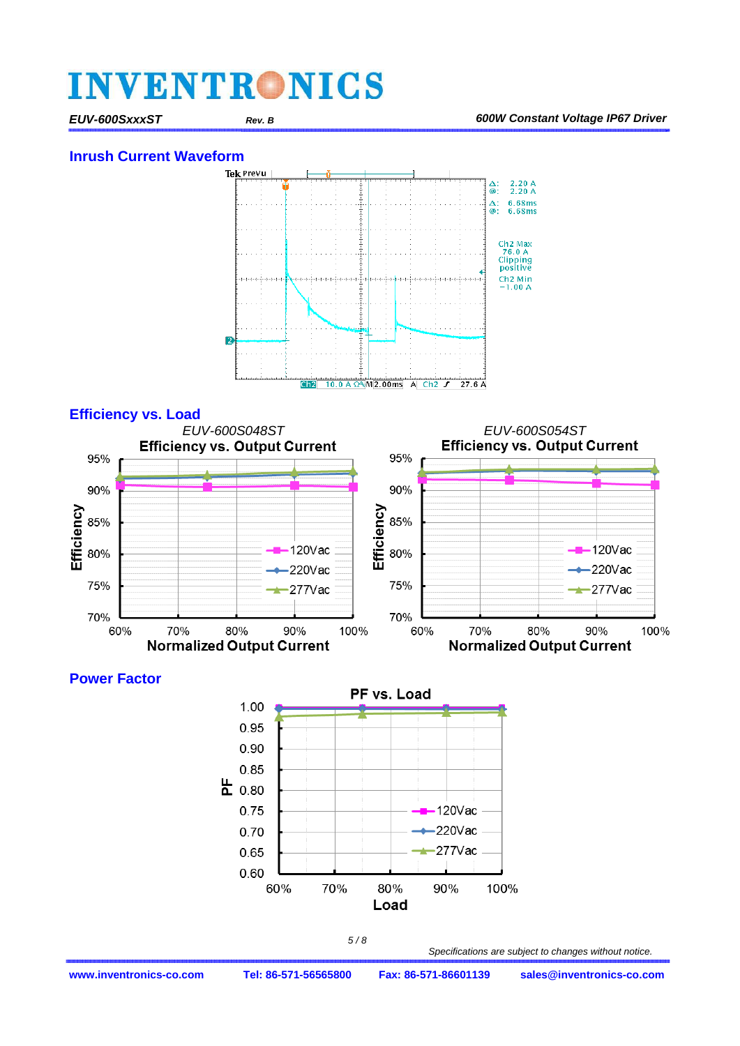## Inrush Current Waveform

## Efficiency vs. Load

*EUV-600S048ST*

**Efficiency vs. Output Current**

*EUV-600S054ST*

**Efficiency vs. Output Current**

## Power Factor

**PF vs. Load**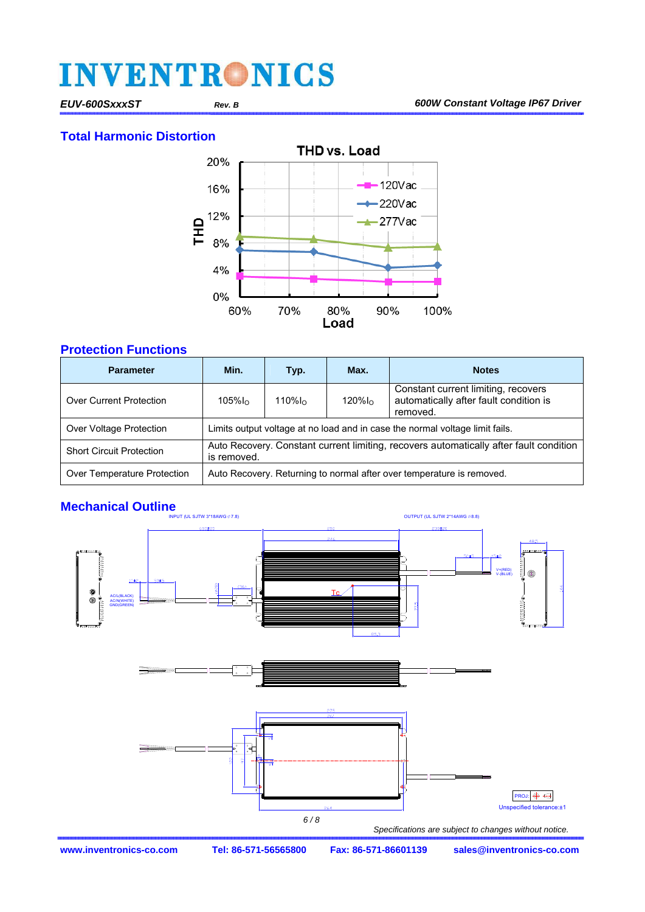## Total Harmonic Distortion

**THD vs. Load**

| Load | 60% | 75% | 90% | 100% |
|---|---|---|---|---|
| 120Vac | ~3% | ~2.5% | ~2% | ~2% |
| 220Vac | ~7% | ~6.8% | ~4.3% | ~4.7% |
| 277Vac | ~8.8% | ~8.5% | ~7.3% | ~7.5% |

## Protection Functions

| Parameter | Min. | Typ. | Max. | Notes |
|---|---|---|---|---|
| Over Current Protection | 105%$I_O$ | 110%$I_O$ | 120%$I_O$ | Constant current limiting, recovers automatically after fault condition is removed. |
| Over Voltage Protection | Limits output voltage at no load and in case the normal voltage limit fails. | | | |
| Short Circuit Protection | Auto Recovery. Constant current limiting, recovers automatically after fault condition is removed. | | | |
| Over Temperature Protection | Auto Recovery. Returning to normal after over temperature is removed. | | | |

## Mechanical Outline

INPUT (UL SJTW 3*18AWG ⌀7.8)

OUTPUT (UL SJTW 2*14AWG ⌀8.8)

AC/L(BLACK)
AC/N(WHITE)
GND(GREEN)

V+(RED)
V-(BLUE)

Tc

Unspecified tolerance:±1

*Specifications are subject to changes without notice.*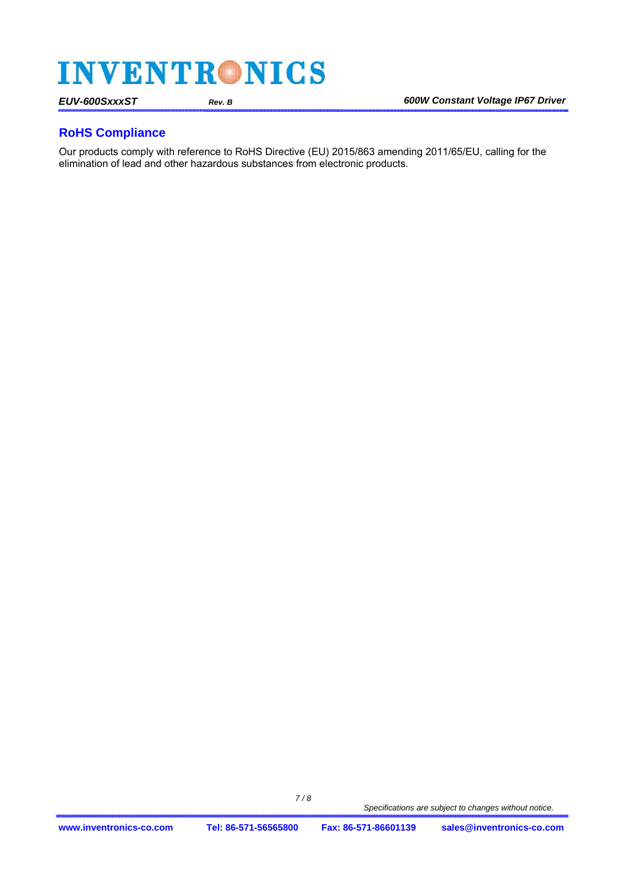## RoHS Compliance

Our products comply with reference to RoHS Directive (EU) 2015/863 amending 2011/65/EU, calling for the elimination of lead and other hazardous substances from electronic products.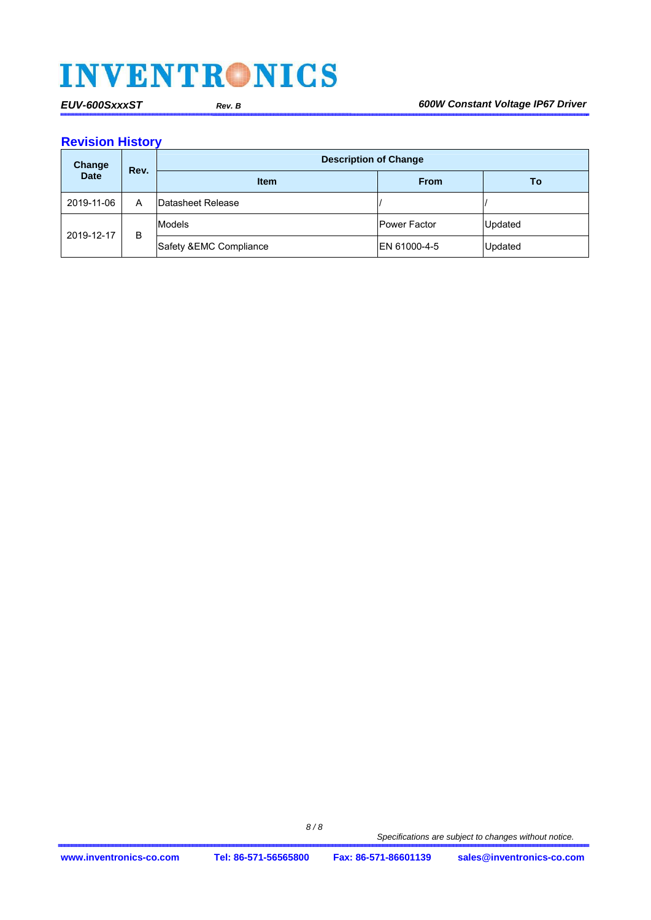## Revision History

| Change Date | Rev. | Description of Change | | |
|---|---|---|---|---|
| | | Item | From | To |
| 2019-11-06 | A | Datasheet Release | / | / |
| 2019-12-17 | B | Models | Power Factor | Updated |
| | | Safety &EMC Compliance | EN 61000-4-5 | Updated |